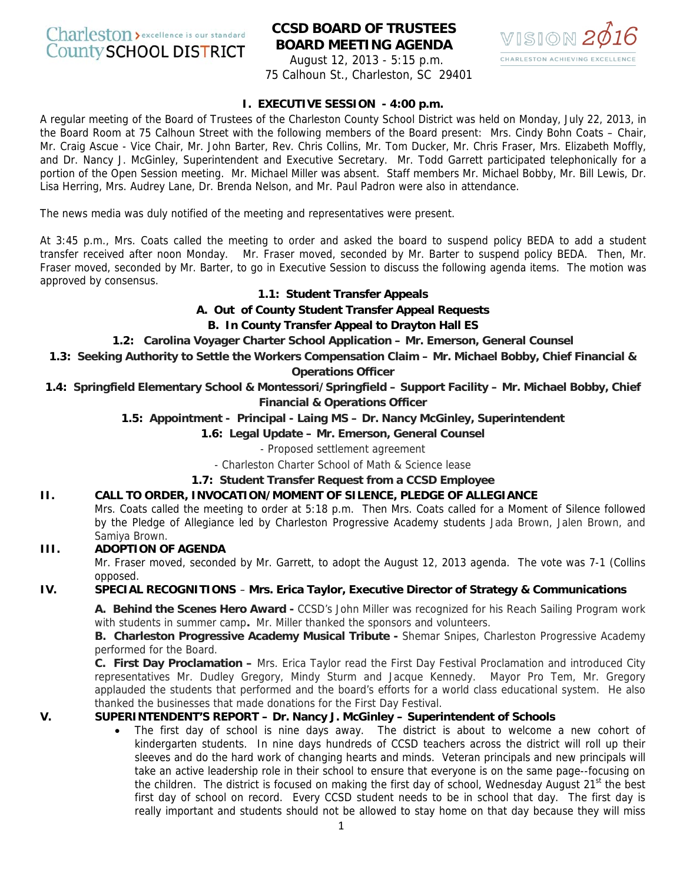Charleston > excellence is our standard
County SCHOOL DISTRICT

# CCSD BOARD OF TRUSTEES
# BOARD MEETING AGENDA

August 12, 2013 - 5:15 p.m.
75 Calhoun St., Charleston, SC 29401

VISION 2016
CHARLESTON ACHIEVING EXCELLENCE

## I. EXECUTIVE SESSION - 4:00 p.m.

A regular meeting of the Board of Trustees of the Charleston County School District was held on Monday, July 22, 2013, in the Board Room at 75 Calhoun Street with the following members of the Board present: Mrs. Cindy Bohn Coats – Chair, Mr. Craig Ascue - Vice Chair, Mr. John Barter, Rev. Chris Collins, Mr. Tom Ducker, Mr. Chris Fraser, Mrs. Elizabeth Moffly, and Dr. Nancy J. McGinley, Superintendent and Executive Secretary. Mr. Todd Garrett participated telephonically for a portion of the Open Session meeting. Mr. Michael Miller was absent. Staff members Mr. Michael Bobby, Mr. Bill Lewis, Dr. Lisa Herring, Mrs. Audrey Lane, Dr. Brenda Nelson, and Mr. Paul Padron were also in attendance.

The news media was duly notified of the meeting and representatives were present.

At 3:45 p.m., Mrs. Coats called the meeting to order and asked the board to suspend policy BEDA to add a student transfer received after noon Monday. Mr. Fraser moved, seconded by Mr. Barter to suspend policy BEDA. Then, Mr. Fraser moved, seconded by Mr. Barter, to go in Executive Session to discuss the following agenda items. The motion was approved by consensus.

**1.1: Student Transfer Appeals**

**A. Out of County Student Transfer Appeal Requests**

**B. In County Transfer Appeal to Drayton Hall ES**

**1.2: Carolina Voyager Charter School Application – Mr. Emerson, General Counsel**

**1.3: Seeking Authority to Settle the Workers Compensation Claim – Mr. Michael Bobby, Chief Financial & Operations Officer**

**1.4: Springfield Elementary School & Montessori/Springfield – Support Facility – Mr. Michael Bobby, Chief Financial & Operations Officer**

**1.5: Appointment - Principal - Laing MS – Dr. Nancy McGinley, Superintendent**

**1.6: Legal Update – Mr. Emerson, General Counsel**

- Proposed settlement agreement
- Charleston Charter School of Math & Science lease

**1.7: Student Transfer Request from a CCSD Employee**

## II. CALL TO ORDER, INVOCATION/MOMENT OF SILENCE, PLEDGE OF ALLEGIANCE

Mrs. Coats called the meeting to order at 5:18 p.m. Then Mrs. Coats called for a Moment of Silence followed by the Pledge of Allegiance led by Charleston Progressive Academy students Jada Brown, Jalen Brown, and Samiya Brown.

## III. ADOPTION OF AGENDA

Mr. Fraser moved, seconded by Mr. Garrett, to adopt the August 12, 2013 agenda. The vote was 7-1 (Collins opposed.

## IV. SPECIAL RECOGNITIONS – Mrs. Erica Taylor, Executive Director of Strategy & Communications

**A. Behind the Scenes Hero Award -** CCSD's John Miller was recognized for his Reach Sailing Program work with students in summer camp**.** Mr. Miller thanked the sponsors and volunteers.

**B. Charleston Progressive Academy Musical Tribute -** Shemar Snipes, Charleston Progressive Academy performed for the Board.

**C. First Day Proclamation –** Mrs. Erica Taylor read the First Day Festival Proclamation and introduced City representatives Mr. Dudley Gregory, Mindy Sturm and Jacque Kennedy. Mayor Pro Tem, Mr. Gregory applauded the students that performed and the board's efforts for a world class educational system. He also thanked the businesses that made donations for the First Day Festival.

## V. SUPERINTENDENT'S REPORT – Dr. Nancy J. McGinley – Superintendent of Schools

- The first day of school is nine days away. The district is about to welcome a new cohort of kindergarten students. In nine days hundreds of CCSD teachers across the district will roll up their sleeves and do the hard work of changing hearts and minds. Veteran principals and new principals will take an active leadership role in their school to ensure that everyone is on the same page--focusing on the children. The district is focused on making the first day of school, Wednesday August 21st the best first day of school on record. Every CCSD student needs to be in school that day. The first day is really important and students should not be allowed to stay home on that day because they will miss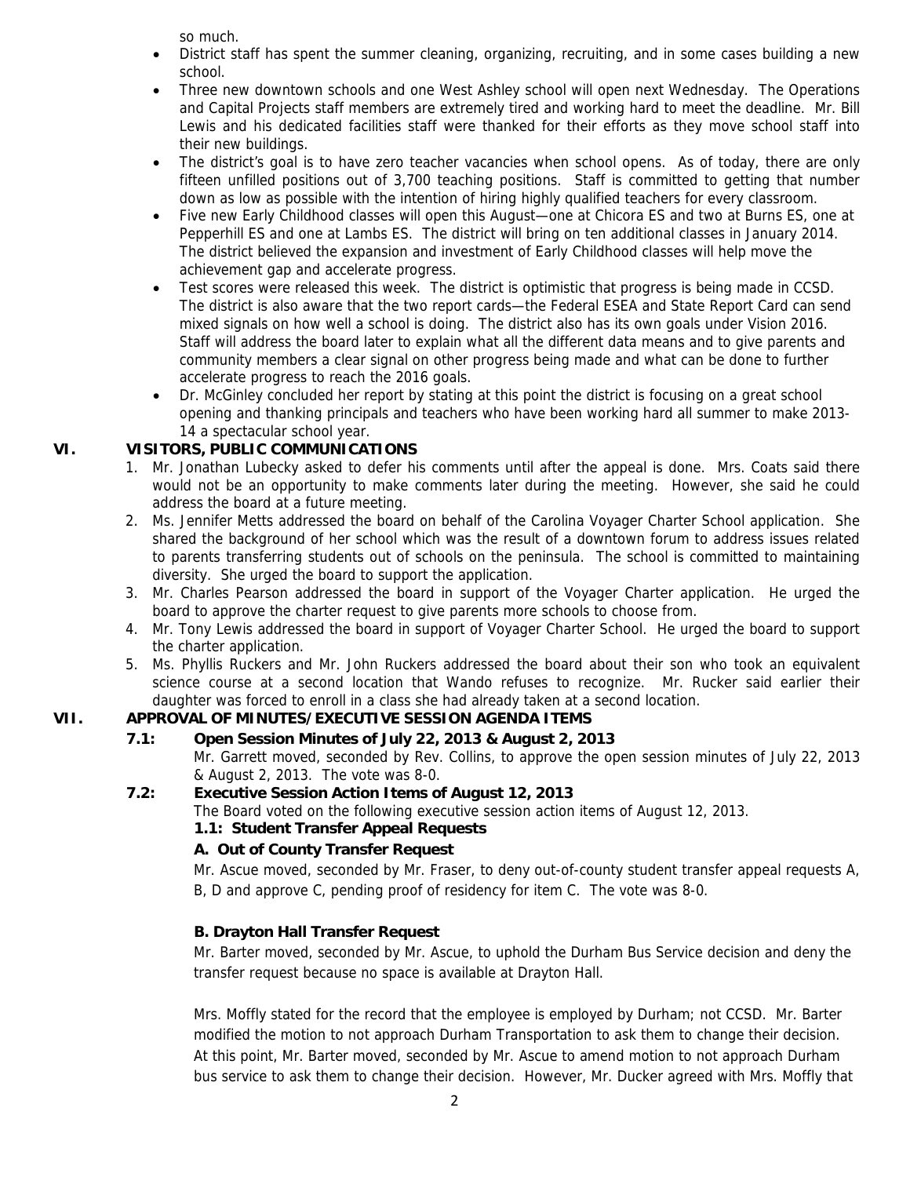so much.

- District staff has spent the summer cleaning, organizing, recruiting, and in some cases building a new school.
- Three new downtown schools and one West Ashley school will open next Wednesday. The Operations and Capital Projects staff members are extremely tired and working hard to meet the deadline. Mr. Bill Lewis and his dedicated facilities staff were thanked for their efforts as they move school staff into their new buildings.
- The district's goal is to have zero teacher vacancies when school opens. As of today, there are only fifteen unfilled positions out of 3,700 teaching positions. Staff is committed to getting that number down as low as possible with the intention of hiring highly qualified teachers for every classroom.
- Five new Early Childhood classes will open this August—one at Chicora ES and two at Burns ES, one at Pepperhill ES and one at Lambs ES. The district will bring on ten additional classes in January 2014. The district believed the expansion and investment of Early Childhood classes will help move the achievement gap and accelerate progress.
- Test scores were released this week. The district is optimistic that progress is being made in CCSD. The district is also aware that the two report cards—the Federal ESEA and State Report Card can send mixed signals on how well a school is doing. The district also has its own goals under Vision 2016. Staff will address the board later to explain what all the different data means and to give parents and community members a clear signal on other progress being made and what can be done to further accelerate progress to reach the 2016 goals.
- Dr. McGinley concluded her report by stating at this point the district is focusing on a great school opening and thanking principals and teachers who have been working hard all summer to make 2013-14 a spectacular school year.

## VI. VISITORS, PUBLIC COMMUNICATIONS

1. Mr. Jonathan Lubecky asked to defer his comments until after the appeal is done. Mrs. Coats said there would not be an opportunity to make comments later during the meeting. However, she said he could address the board at a future meeting.
2. Ms. Jennifer Metts addressed the board on behalf of the Carolina Voyager Charter School application. She shared the background of her school which was the result of a downtown forum to address issues related to parents transferring students out of schools on the peninsula. The school is committed to maintaining diversity. She urged the board to support the application.
3. Mr. Charles Pearson addressed the board in support of the Voyager Charter application. He urged the board to approve the charter request to give parents more schools to choose from.
4. Mr. Tony Lewis addressed the board in support of Voyager Charter School. He urged the board to support the charter application.
5. Ms. Phyllis Ruckers and Mr. John Ruckers addressed the board about their son who took an equivalent science course at a second location that Wando refuses to recognize. Mr. Rucker said earlier their daughter was forced to enroll in a class she had already taken at a second location.

## VII. APPROVAL OF MINUTES/EXECUTIVE SESSION AGENDA ITEMS

### 7.1: Open Session Minutes of July 22, 2013 & August 2, 2013

Mr. Garrett moved, seconded by Rev. Collins, to approve the open session minutes of July 22, 2013 & August 2, 2013. The vote was 8-0.

### 7.2: Executive Session Action Items of August 12, 2013

The Board voted on the following executive session action items of August 12, 2013.

**1.1: Student Transfer Appeal Requests**

**A. Out of County Transfer Request**

Mr. Ascue moved, seconded by Mr. Fraser, to deny out-of-county student transfer appeal requests A, B, D and approve C, pending proof of residency for item C. The vote was 8-0.

**B. Drayton Hall Transfer Request**

Mr. Barter moved, seconded by Mr. Ascue, to uphold the Durham Bus Service decision and deny the transfer request because no space is available at Drayton Hall.

Mrs. Moffly stated for the record that the employee is employed by Durham; not CCSD. Mr. Barter modified the motion to not approach Durham Transportation to ask them to change their decision. At this point, Mr. Barter moved, seconded by Mr. Ascue to amend motion to not approach Durham bus service to ask them to change their decision. However, Mr. Ducker agreed with Mrs. Moffly that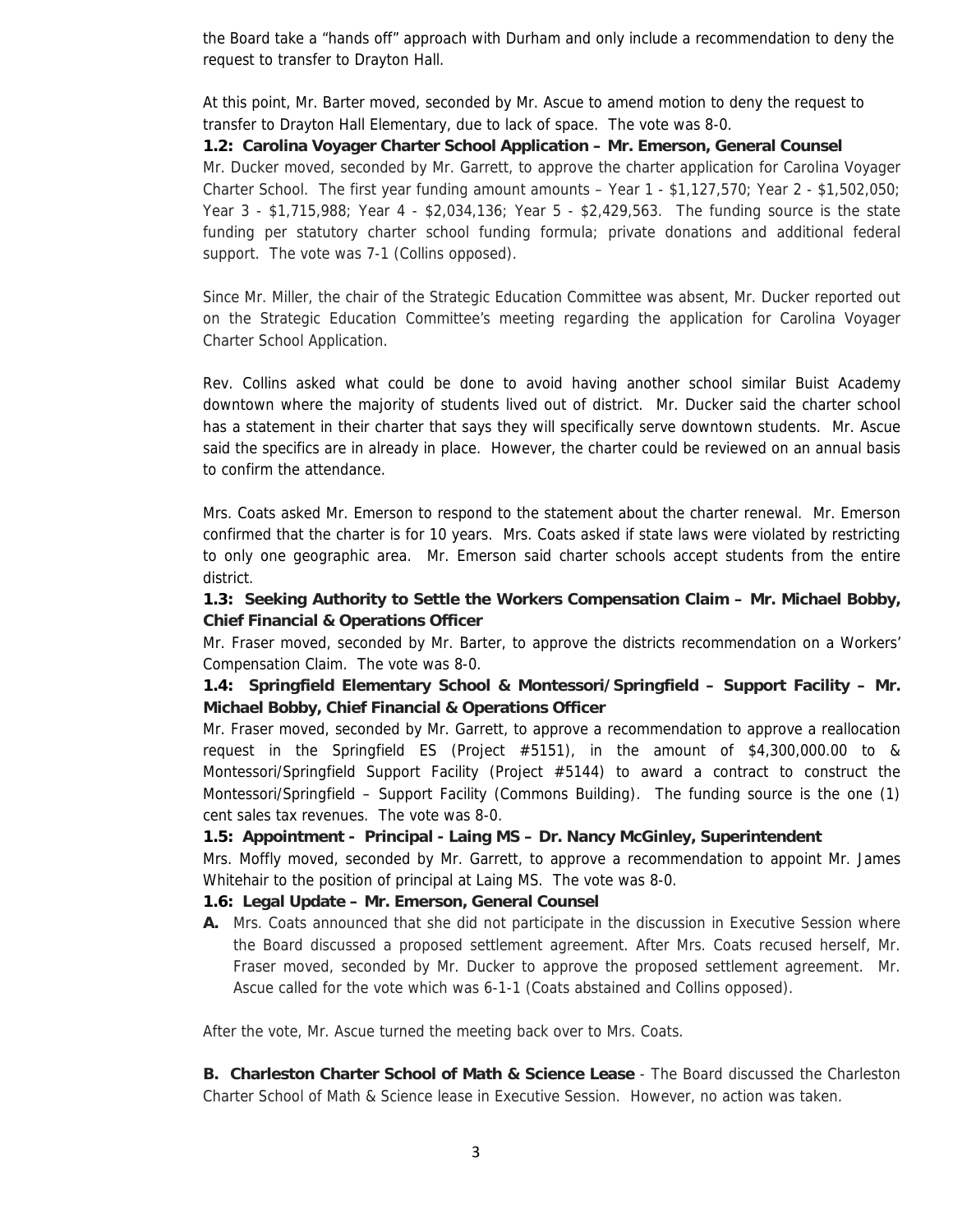the Board take a "hands off" approach with Durham and only include a recommendation to deny the request to transfer to Drayton Hall.

At this point, Mr. Barter moved, seconded by Mr. Ascue to amend motion to deny the request to transfer to Drayton Hall Elementary, due to lack of space. The vote was 8-0.

**1.2: Carolina Voyager Charter School Application – Mr. Emerson, General Counsel**

Mr. Ducker moved, seconded by Mr. Garrett, to approve the charter application for Carolina Voyager Charter School. The first year funding amount amounts – Year 1 - $1,127,570; Year 2 - $1,502,050; Year 3 - $1,715,988; Year 4 - $2,034,136; Year 5 - $2,429,563. The funding source is the state funding per statutory charter school funding formula; private donations and additional federal support. The vote was 7-1 (Collins opposed).

Since Mr. Miller, the chair of the Strategic Education Committee was absent, Mr. Ducker reported out on the Strategic Education Committee's meeting regarding the application for Carolina Voyager Charter School Application.

Rev. Collins asked what could be done to avoid having another school similar Buist Academy downtown where the majority of students lived out of district. Mr. Ducker said the charter school has a statement in their charter that says they will specifically serve downtown students. Mr. Ascue said the specifics are in already in place. However, the charter could be reviewed on an annual basis to confirm the attendance.

Mrs. Coats asked Mr. Emerson to respond to the statement about the charter renewal. Mr. Emerson confirmed that the charter is for 10 years. Mrs. Coats asked if state laws were violated by restricting to only one geographic area. Mr. Emerson said charter schools accept students from the entire district.

**1.3: Seeking Authority to Settle the Workers Compensation Claim – Mr. Michael Bobby, Chief Financial & Operations Officer**

Mr. Fraser moved, seconded by Mr. Barter, to approve the districts recommendation on a Workers' Compensation Claim. The vote was 8-0.

**1.4: Springfield Elementary School & Montessori/Springfield – Support Facility – Mr. Michael Bobby, Chief Financial & Operations Officer**

Mr. Fraser moved, seconded by Mr. Garrett, to approve a recommendation to approve a reallocation request in the Springfield ES (Project #5151), in the amount of $4,300,000.00 to & Montessori/Springfield Support Facility (Project #5144) to award a contract to construct the Montessori/Springfield – Support Facility (Commons Building). The funding source is the one (1) cent sales tax revenues. The vote was 8-0.

**1.5: Appointment - Principal - Laing MS – Dr. Nancy McGinley, Superintendent**

Mrs. Moffly moved, seconded by Mr. Garrett, to approve a recommendation to appoint Mr. James Whitehair to the position of principal at Laing MS. The vote was 8-0.

**1.6: Legal Update – Mr. Emerson, General Counsel**

**A.** Mrs. Coats announced that she did not participate in the discussion in Executive Session where the Board discussed a proposed settlement agreement. After Mrs. Coats recused herself, Mr. Fraser moved, seconded by Mr. Ducker to approve the proposed settlement agreement. Mr. Ascue called for the vote which was 6-1-1 (Coats abstained and Collins opposed).

After the vote, Mr. Ascue turned the meeting back over to Mrs. Coats.

**B. Charleston Charter School of Math & Science Lease** - The Board discussed the Charleston Charter School of Math & Science lease in Executive Session. However, no action was taken.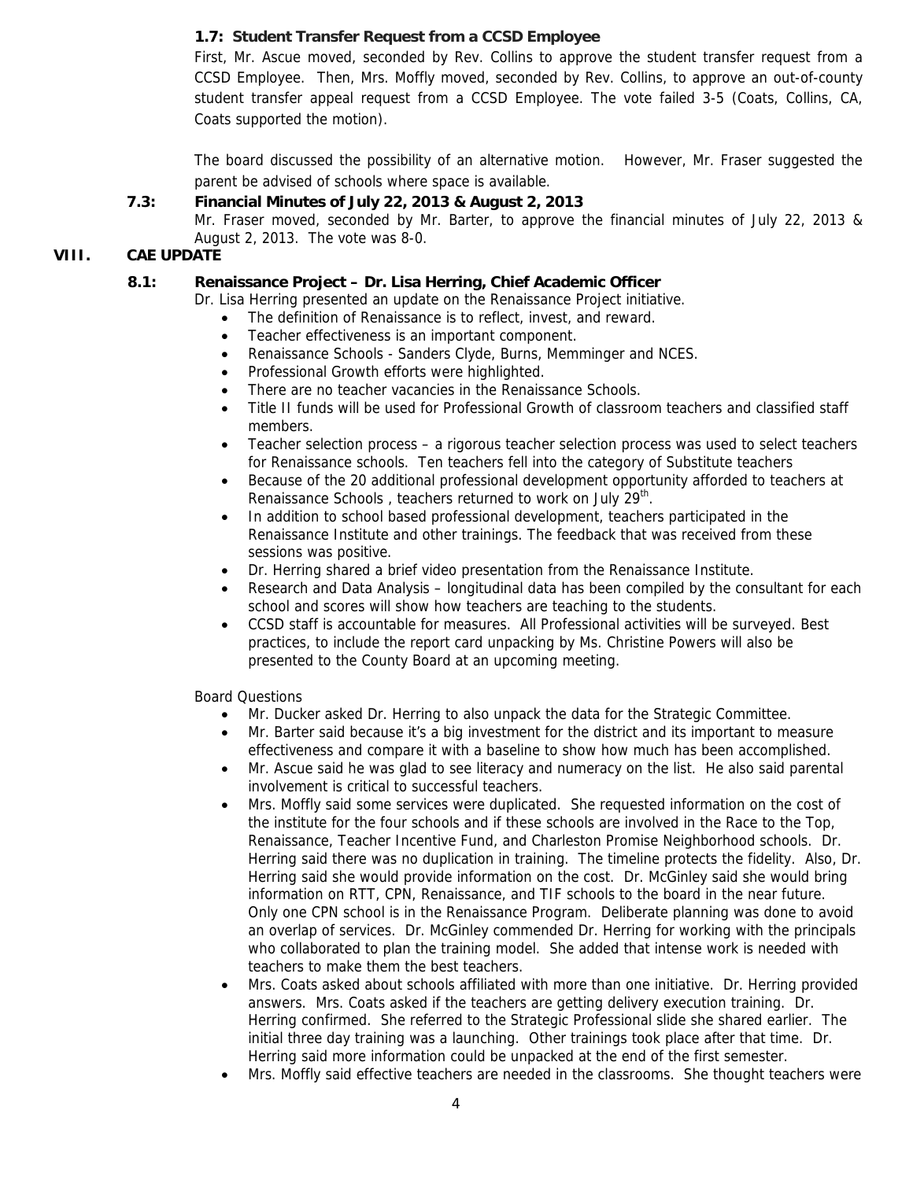**1.7: Student Transfer Request from a CCSD Employee**

First, Mr. Ascue moved, seconded by Rev. Collins to approve the student transfer request from a CCSD Employee. Then, Mrs. Moffly moved, seconded by Rev. Collins, to approve an out-of-county student transfer appeal request from a CCSD Employee. The vote failed 3-5 (Coats, Collins, CA, Coats supported the motion).

The board discussed the possibility of an alternative motion. However, Mr. Fraser suggested the parent be advised of schools where space is available.

**7.3: Financial Minutes of July 22, 2013 & August 2, 2013**

Mr. Fraser moved, seconded by Mr. Barter, to approve the financial minutes of July 22, 2013 & August 2, 2013. The vote was 8-0.

## VIII. CAE UPDATE

**8.1: Renaissance Project – Dr. Lisa Herring, Chief Academic Officer**

Dr. Lisa Herring presented an update on the Renaissance Project initiative.

- The definition of Renaissance is to reflect, invest, and reward.
- Teacher effectiveness is an important component.
- Renaissance Schools - Sanders Clyde, Burns, Memminger and NCES.
- Professional Growth efforts were highlighted.
- There are no teacher vacancies in the Renaissance Schools.
- Title II funds will be used for Professional Growth of classroom teachers and classified staff members.
- Teacher selection process – a rigorous teacher selection process was used to select teachers for Renaissance schools. Ten teachers fell into the category of Substitute teachers
- Because of the 20 additional professional development opportunity afforded to teachers at Renaissance Schools , teachers returned to work on July 29th.
- In addition to school based professional development, teachers participated in the Renaissance Institute and other trainings. The feedback that was received from these sessions was positive.
- Dr. Herring shared a brief video presentation from the Renaissance Institute.
- Research and Data Analysis – longitudinal data has been compiled by the consultant for each school and scores will show how teachers are teaching to the students.
- CCSD staff is accountable for measures. All Professional activities will be surveyed. Best practices, to include the report card unpacking by Ms. Christine Powers will also be presented to the County Board at an upcoming meeting.

Board Questions

- Mr. Ducker asked Dr. Herring to also unpack the data for the Strategic Committee.
- Mr. Barter said because it's a big investment for the district and its important to measure effectiveness and compare it with a baseline to show how much has been accomplished.
- Mr. Ascue said he was glad to see literacy and numeracy on the list. He also said parental involvement is critical to successful teachers.
- Mrs. Moffly said some services were duplicated. She requested information on the cost of the institute for the four schools and if these schools are involved in the Race to the Top, Renaissance, Teacher Incentive Fund, and Charleston Promise Neighborhood schools. Dr. Herring said there was no duplication in training. The timeline protects the fidelity. Also, Dr. Herring said she would provide information on the cost. Dr. McGinley said she would bring information on RTT, CPN, Renaissance, and TIF schools to the board in the near future. Only one CPN school is in the Renaissance Program. Deliberate planning was done to avoid an overlap of services. Dr. McGinley commended Dr. Herring for working with the principals who collaborated to plan the training model. She added that intense work is needed with teachers to make them the best teachers.
- Mrs. Coats asked about schools affiliated with more than one initiative. Dr. Herring provided answers. Mrs. Coats asked if the teachers are getting delivery execution training. Dr. Herring confirmed. She referred to the Strategic Professional slide she shared earlier. The initial three day training was a launching. Other trainings took place after that time. Dr. Herring said more information could be unpacked at the end of the first semester.
- Mrs. Moffly said effective teachers are needed in the classrooms. She thought teachers were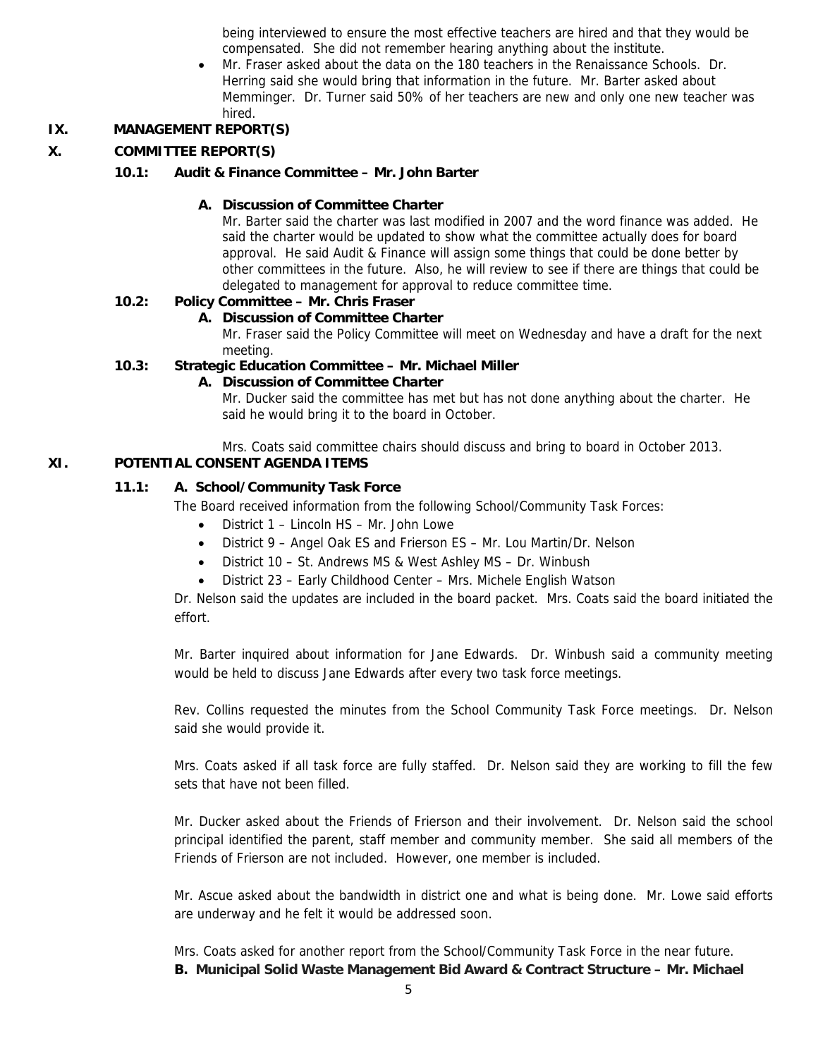being interviewed to ensure the most effective teachers are hired and that they would be compensated. She did not remember hearing anything about the institute.

- Mr. Fraser asked about the data on the 180 teachers in the Renaissance Schools. Dr. Herring said she would bring that information in the future. Mr. Barter asked about Memminger. Dr. Turner said 50% of her teachers are new and only one new teacher was hired.

## IX. MANAGEMENT REPORT(S)

## X. COMMITTEE REPORT(S)

### 10.1: Audit & Finance Committee – Mr. John Barter

**A. Discussion of Committee Charter**

Mr. Barter said the charter was last modified in 2007 and the word finance was added. He said the charter would be updated to show what the committee actually does for board approval. He said Audit & Finance will assign some things that could be done better by other committees in the future. Also, he will review to see if there are things that could be delegated to management for approval to reduce committee time.

### 10.2: Policy Committee – Mr. Chris Fraser

**A. Discussion of Committee Charter**

Mr. Fraser said the Policy Committee will meet on Wednesday and have a draft for the next meeting.

### 10.3: Strategic Education Committee – Mr. Michael Miller

**A. Discussion of Committee Charter**

Mr. Ducker said the committee has met but has not done anything about the charter. He said he would bring it to the board in October.

Mrs. Coats said committee chairs should discuss and bring to board in October 2013.

## XI. POTENTIAL CONSENT AGENDA ITEMS

### 11.1: A. School/Community Task Force

The Board received information from the following School/Community Task Forces:

- District 1 – Lincoln HS – Mr. John Lowe
- District 9 – Angel Oak ES and Frierson ES – Mr. Lou Martin/Dr. Nelson
- District 10 – St. Andrews MS & West Ashley MS – Dr. Winbush
- District 23 – Early Childhood Center – Mrs. Michele English Watson

Dr. Nelson said the updates are included in the board packet. Mrs. Coats said the board initiated the effort.

Mr. Barter inquired about information for Jane Edwards. Dr. Winbush said a community meeting would be held to discuss Jane Edwards after every two task force meetings.

Rev. Collins requested the minutes from the School Community Task Force meetings. Dr. Nelson said she would provide it.

Mrs. Coats asked if all task force are fully staffed. Dr. Nelson said they are working to fill the few sets that have not been filled.

Mr. Ducker asked about the Friends of Frierson and their involvement. Dr. Nelson said the school principal identified the parent, staff member and community member. She said all members of the Friends of Frierson are not included. However, one member is included.

Mr. Ascue asked about the bandwidth in district one and what is being done. Mr. Lowe said efforts are underway and he felt it would be addressed soon.

Mrs. Coats asked for another report from the School/Community Task Force in the near future.

**B. Municipal Solid Waste Management Bid Award & Contract Structure – Mr. Michael**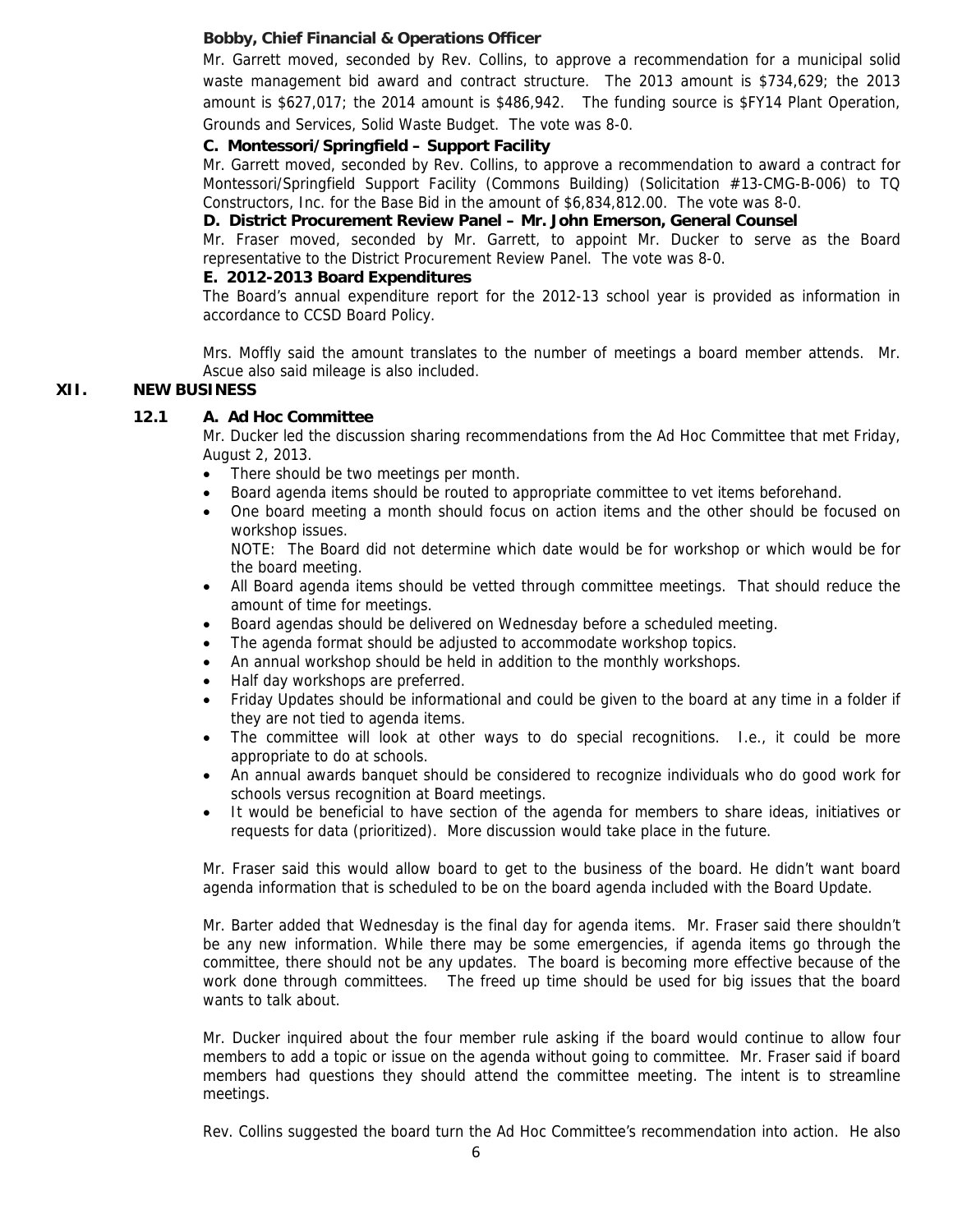**Bobby, Chief Financial & Operations Officer**

Mr. Garrett moved, seconded by Rev. Collins, to approve a recommendation for a municipal solid waste management bid award and contract structure. The 2013 amount is $734,629; the 2013 amount is $627,017; the 2014 amount is $486,942. The funding source is $FY14 Plant Operation, Grounds and Services, Solid Waste Budget. The vote was 8-0.

**C. Montessori/Springfield – Support Facility**

Mr. Garrett moved, seconded by Rev. Collins, to approve a recommendation to award a contract for Montessori/Springfield Support Facility (Commons Building) (Solicitation #13-CMG-B-006) to TQ Constructors, Inc. for the Base Bid in the amount of $6,834,812.00. The vote was 8-0.

**D. District Procurement Review Panel – Mr. John Emerson, General Counsel**

Mr. Fraser moved, seconded by Mr. Garrett, to appoint Mr. Ducker to serve as the Board representative to the District Procurement Review Panel. The vote was 8-0.

**E. 2012-2013 Board Expenditures**

The Board's annual expenditure report for the 2012-13 school year is provided as information in accordance to CCSD Board Policy.

Mrs. Moffly said the amount translates to the number of meetings a board member attends. Mr. Ascue also said mileage is also included.

## XII. NEW BUSINESS

### 12.1 A. Ad Hoc Committee

Mr. Ducker led the discussion sharing recommendations from the Ad Hoc Committee that met Friday, August 2, 2013.

- There should be two meetings per month.
- Board agenda items should be routed to appropriate committee to vet items beforehand.
- One board meeting a month should focus on action items and the other should be focused on workshop issues.
  NOTE: The Board did not determine which date would be for workshop or which would be for the board meeting.
- All Board agenda items should be vetted through committee meetings. That should reduce the amount of time for meetings.
- Board agendas should be delivered on Wednesday before a scheduled meeting.
- The agenda format should be adjusted to accommodate workshop topics.
- An annual workshop should be held in addition to the monthly workshops.
- Half day workshops are preferred.
- Friday Updates should be informational and could be given to the board at any time in a folder if they are not tied to agenda items.
- The committee will look at other ways to do special recognitions. I.e., it could be more appropriate to do at schools.
- An annual awards banquet should be considered to recognize individuals who do good work for schools versus recognition at Board meetings.
- It would be beneficial to have section of the agenda for members to share ideas, initiatives or requests for data (prioritized). More discussion would take place in the future.

Mr. Fraser said this would allow board to get to the business of the board. He didn't want board agenda information that is scheduled to be on the board agenda included with the Board Update.

Mr. Barter added that Wednesday is the final day for agenda items. Mr. Fraser said there shouldn't be any new information. While there may be some emergencies, if agenda items go through the committee, there should not be any updates. The board is becoming more effective because of the work done through committees. The freed up time should be used for big issues that the board wants to talk about.

Mr. Ducker inquired about the four member rule asking if the board would continue to allow four members to add a topic or issue on the agenda without going to committee. Mr. Fraser said if board members had questions they should attend the committee meeting. The intent is to streamline meetings.

Rev. Collins suggested the board turn the Ad Hoc Committee's recommendation into action. He also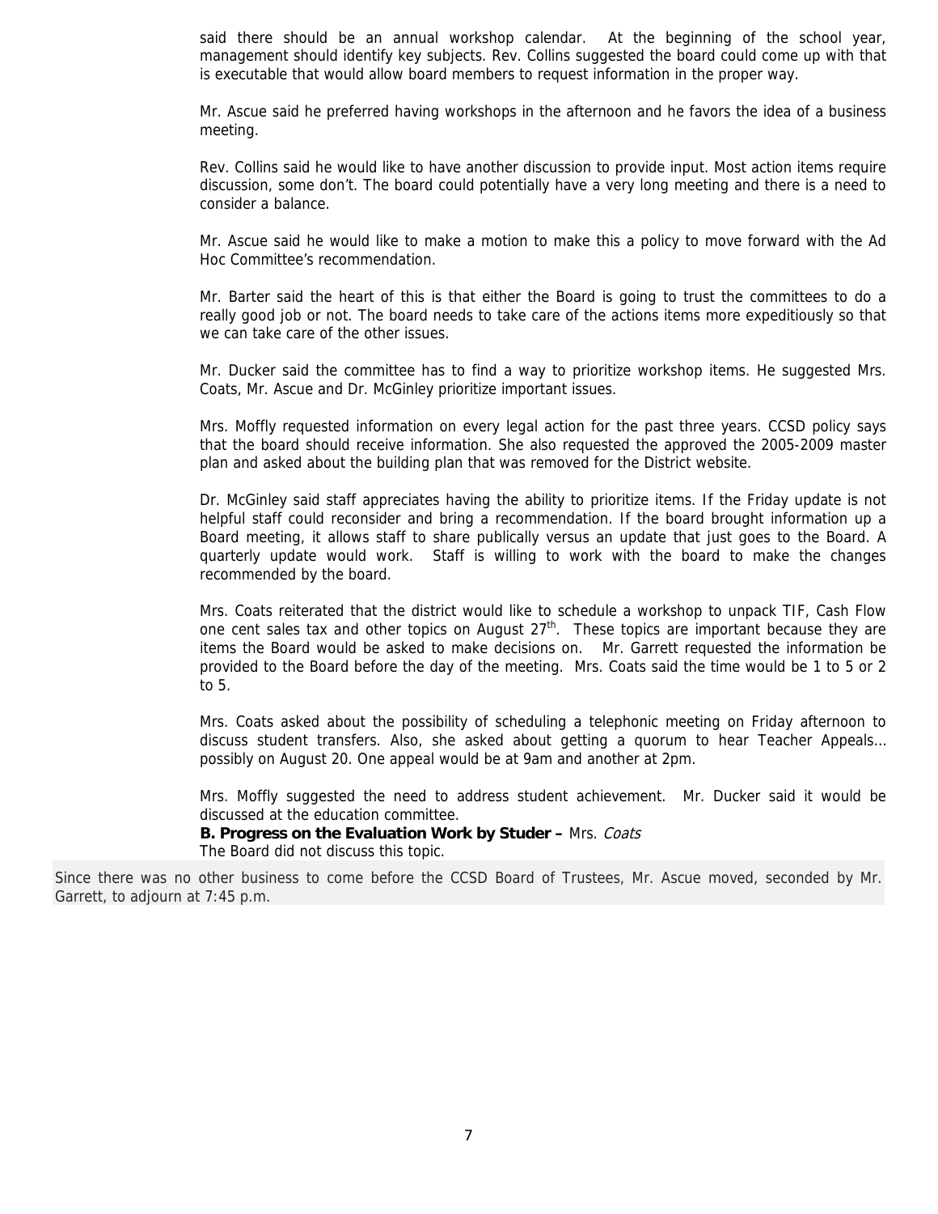said there should be an annual workshop calendar. At the beginning of the school year, management should identify key subjects. Rev. Collins suggested the board could come up with that is executable that would allow board members to request information in the proper way.

Mr. Ascue said he preferred having workshops in the afternoon and he favors the idea of a business meeting.

Rev. Collins said he would like to have another discussion to provide input. Most action items require discussion, some don't. The board could potentially have a very long meeting and there is a need to consider a balance.

Mr. Ascue said he would like to make a motion to make this a policy to move forward with the Ad Hoc Committee's recommendation.

Mr. Barter said the heart of this is that either the Board is going to trust the committees to do a really good job or not. The board needs to take care of the actions items more expeditiously so that we can take care of the other issues.

Mr. Ducker said the committee has to find a way to prioritize workshop items. He suggested Mrs. Coats, Mr. Ascue and Dr. McGinley prioritize important issues.

Mrs. Moffly requested information on every legal action for the past three years. CCSD policy says that the board should receive information. She also requested the approved the 2005-2009 master plan and asked about the building plan that was removed for the District website.

Dr. McGinley said staff appreciates having the ability to prioritize items. If the Friday update is not helpful staff could reconsider and bring a recommendation. If the board brought information up a Board meeting, it allows staff to share publically versus an update that just goes to the Board. A quarterly update would work. Staff is willing to work with the board to make the changes recommended by the board.

Mrs. Coats reiterated that the district would like to schedule a workshop to unpack TIF, Cash Flow one cent sales tax and other topics on August 27th. These topics are important because they are items the Board would be asked to make decisions on. Mr. Garrett requested the information be provided to the Board before the day of the meeting. Mrs. Coats said the time would be 1 to 5 or 2 to 5.

Mrs. Coats asked about the possibility of scheduling a telephonic meeting on Friday afternoon to discuss student transfers. Also, she asked about getting a quorum to hear Teacher Appeals… possibly on August 20. One appeal would be at 9am and another at 2pm.

Mrs. Moffly suggested the need to address student achievement. Mr. Ducker said it would be discussed at the education committee.

**B. Progress on the Evaluation Work by Studer –** Mrs. *Coats*

The Board did not discuss this topic.

Since there was no other business to come before the CCSD Board of Trustees, Mr. Ascue moved, seconded by Mr. Garrett, to adjourn at 7:45 p.m.